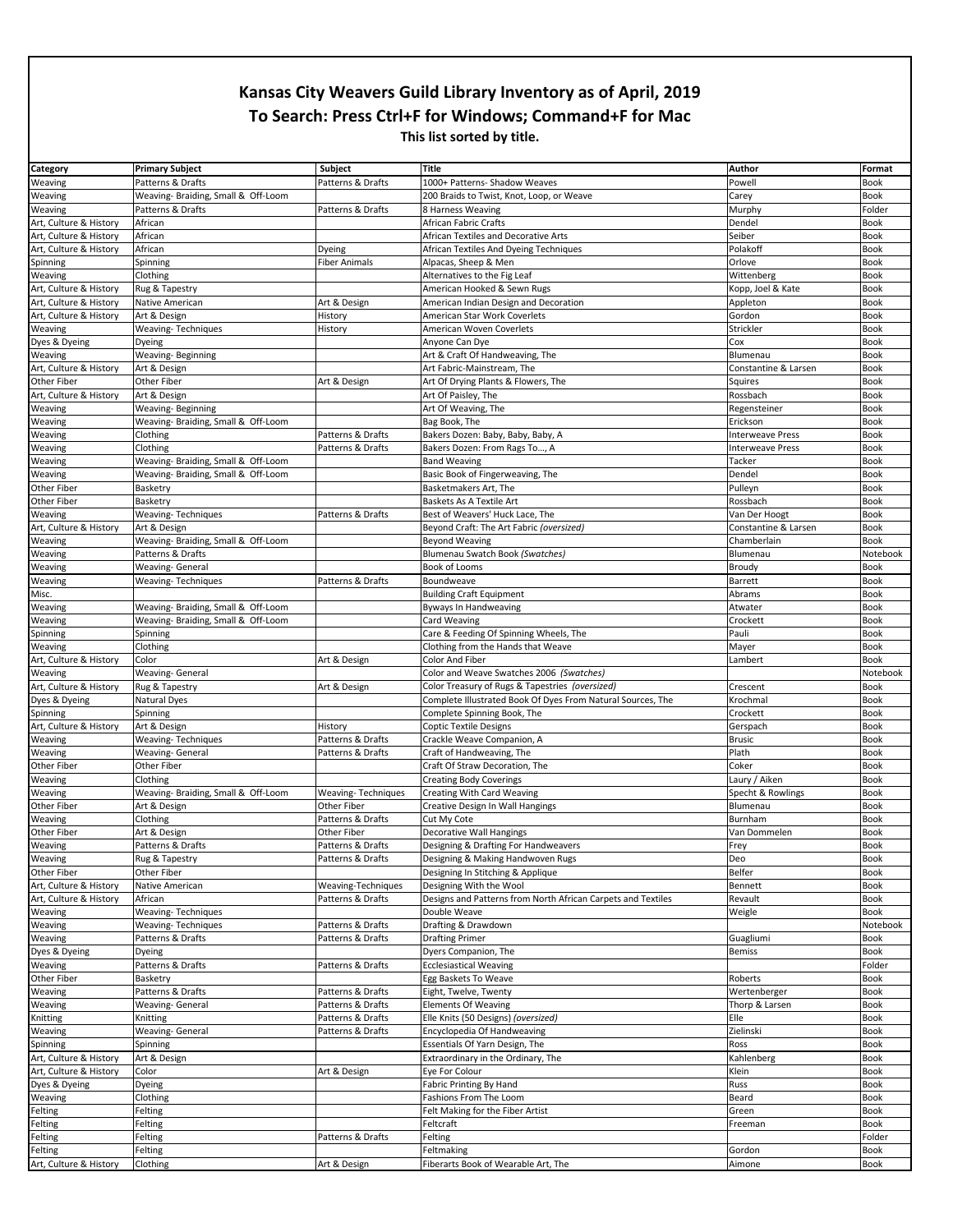# Kansas City Weavers Guild Library Inventory as of April, 2019

## To Search: Press Ctrl+F for Windows; Command+F for Mac

**This list sorted by title.**

| Category | Primary Subject | Subject | Title | Author | Format |
|---|---|---|---|---|---|
| Weaving | Patterns & Drafts | Patterns & Drafts | 1000+ Patterns- Shadow Weaves | Powell | Book |
| Weaving | Weaving- Braiding, Small & Off-Loom | | 200 Braids to Twist, Knot, Loop, or Weave | Carey | Book |
| Weaving | Patterns & Drafts | Patterns & Drafts | 8 Harness Weaving | Murphy | Folder |
| Art, Culture & History | African | | African Fabric Crafts | Dendel | Book |
| Art, Culture & History | African | | African Textiles and Decorative Arts | Seiber | Book |
| Art, Culture & History | African | Dyeing | African Textiles And Dyeing Techniques | Polakoff | Book |
| Spinning | Spinning | Fiber Animals | Alpacas, Sheep & Men | Orlove | Book |
| Weaving | Clothing | | Alternatives to the Fig Leaf | Wittenberg | Book |
| Art, Culture & History | Rug & Tapestry | | American Hooked & Sewn Rugs | Kopp, Joel & Kate | Book |
| Art, Culture & History | Native American | Art & Design | American Indian Design and Decoration | Appleton | Book |
| Art, Culture & History | Art & Design | History | American Star Work Coverlets | Gordon | Book |
| Weaving | Weaving- Techniques | History | American Woven Coverlets | Strickler | Book |
| Dyes & Dyeing | Dyeing | | Anyone Can Dye | Cox | Book |
| Weaving | Weaving- Beginning | | Art & Craft Of Handweaving, The | Blumenau | Book |
| Art, Culture & History | Art & Design | | Art Fabric-Mainstream, The | Constantine & Larsen | Book |
| Other Fiber | Other Fiber | Art & Design | Art Of Drying Plants & Flowers, The | Squires | Book |
| Art, Culture & History | Art & Design | | Art Of Paisley, The | Rossbach | Book |
| Weaving | Weaving- Beginning | | Art Of Weaving, The | Regensteiner | Book |
| Weaving | Weaving- Braiding, Small & Off-Loom | | Bag Book, The | Erickson | Book |
| Weaving | Clothing | Patterns & Drafts | Bakers Dozen: Baby, Baby, Baby, A | Interweave Press | Book |
| Weaving | Clothing | Patterns & Drafts | Bakers Dozen: From Rags To..., A | Interweave Press | Book |
| Weaving | Weaving- Braiding, Small & Off-Loom | | Band Weaving | Tacker | Book |
| Weaving | Weaving- Braiding, Small & Off-Loom | | Basic Book of Fingerweaving, The | Dendel | Book |
| Other Fiber | Basketry | | Basketmakers Art, The | Pulleyn | Book |
| Other Fiber | Basketry | | Baskets As A Textile Art | Rossbach | Book |
| Weaving | Weaving- Techniques | Patterns & Drafts | Best of Weavers' Huck Lace, The | Van Der Hoogt | Book |
| Art, Culture & History | Art & Design | | Beyond Craft: The Art Fabric *(oversized)* | Constantine & Larsen | Book |
| Weaving | Weaving- Braiding, Small & Off-Loom | | Beyond Weaving | Chamberlain | Book |
| Weaving | Patterns & Drafts | | Blumenau Swatch Book *(Swatches)* | Blumenau | Notebook |
| Weaving | Weaving- General | | Book of Looms | Broudy | Book |
| Weaving | Weaving- Techniques | Patterns & Drafts | Boundweave | Barrett | Book |
| Misc. | | | Building Craft Equipment | Abrams | Book |
| Weaving | Weaving- Braiding, Small & Off-Loom | | Byways In Handweaving | Atwater | Book |
| Weaving | Weaving- Braiding, Small & Off-Loom | | Card Weaving | Crockett | Book |
| Spinning | Spinning | | Care & Feeding Of Spinning Wheels, The | Pauli | Book |
| Weaving | Clothing | | Clothing from the Hands that Weave | Mayer | Book |
| Art, Culture & History | Color | Art & Design | Color And Fiber | Lambert | Book |
| Weaving | Weaving- General | | Color and Weave Swatches 2006 *(Swatches)* | | Notebook |
| Art, Culture & History | Rug & Tapestry | Art & Design | Color Treasury of Rugs & Tapestries *(oversized)* | Crescent | Book |
| Dyes & Dyeing | Natural Dyes | | Complete Illustrated Book Of Dyes From Natural Sources, The | Krochmal | Book |
| Spinning | Spinning | | Complete Spinning Book, The | Crockett | Book |
| Art, Culture & History | Art & Design | History | Coptic Textile Designs | Gerspach | Book |
| Weaving | Weaving- Techniques | Patterns & Drafts | Crackle Weave Companion, A | Brusic | Book |
| Weaving | Weaving- General | Patterns & Drafts | Craft of Handweaving, The | Plath | Book |
| Other Fiber | Other Fiber | | Craft Of Straw Decoration, The | Coker | Book |
| Weaving | Clothing | | Creating Body Coverings | Laury / Aiken | Book |
| Weaving | Weaving- Braiding, Small & Off-Loom | Weaving- Techniques | Creating With Card Weaving | Specht & Rowlings | Book |
| Other Fiber | Art & Design | Other Fiber | Creative Design In Wall Hangings | Blumenau | Book |
| Weaving | Clothing | Patterns & Drafts | Cut My Cote | Burnham | Book |
| Other Fiber | Art & Design | Other Fiber | Decorative Wall Hangings | Van Dommelen | Book |
| Weaving | Patterns & Drafts | Patterns & Drafts | Designing & Drafting For Handweavers | Frey | Book |
| Weaving | Rug & Tapestry | Patterns & Drafts | Designing & Making Handwoven Rugs | Deo | Book |
| Other Fiber | Other Fiber | | Designing In Stitching & Applique | Belfer | Book |
| Art, Culture & History | Native American | Weaving-Techniques | Designing With the Wool | Bennett | Book |
| Art, Culture & History | African | Patterns & Drafts | Designs and Patterns from North African Carpets and Textiles | Revault | Book |
| Weaving | Weaving- Techniques | | Double Weave | Weigle | Book |
| Weaving | Weaving- Techniques | Patterns & Drafts | Drafting & Drawdown | | Notebook |
| Weaving | Patterns & Drafts | Patterns & Drafts | Drafting Primer | Guagliumi | Book |
| Dyes & Dyeing | Dyeing | | Dyers Companion, The | Bemiss | Book |
| Weaving | Patterns & Drafts | Patterns & Drafts | Ecclesiastical Weaving | | Folder |
| Other Fiber | Basketry | | Egg Baskets To Weave | Roberts | Book |
| Weaving | Patterns & Drafts | Patterns & Drafts | Eight, Twelve, Twenty | Wertenberger | Book |
| Weaving | Weaving- General | Patterns & Drafts | Elements Of Weaving | Thorp & Larsen | Book |
| Knitting | Knitting | Patterns & Drafts | Elle Knits (50 Designs) *(oversized)* | Elle | Book |
| Weaving | Weaving- General | Patterns & Drafts | Encyclopedia Of Handweaving | Zielinski | Book |
| Spinning | Spinning | | Essentials Of Yarn Design, The | Ross | Book |
| Art, Culture & History | Art & Design | | Extraordinary in the Ordinary, The | Kahlenberg | Book |
| Art, Culture & History | Color | Art & Design | Eye For Colour | Klein | Book |
| Dyes & Dyeing | Dyeing | | Fabric Printing By Hand | Russ | Book |
| Weaving | Clothing | | Fashions From The Loom | Beard | Book |
| Felting | Felting | | Felt Making for the Fiber Artist | Green | Book |
| Felting | Felting | | Feltcraft | Freeman | Book |
| Felting | Felting | Patterns & Drafts | Felting | | Folder |
| Felting | Felting | | Feltmaking | Gordon | Book |
| Art, Culture & History | Clothing | Art & Design | Fiberarts Book of Wearable Art, The | Aimone | Book |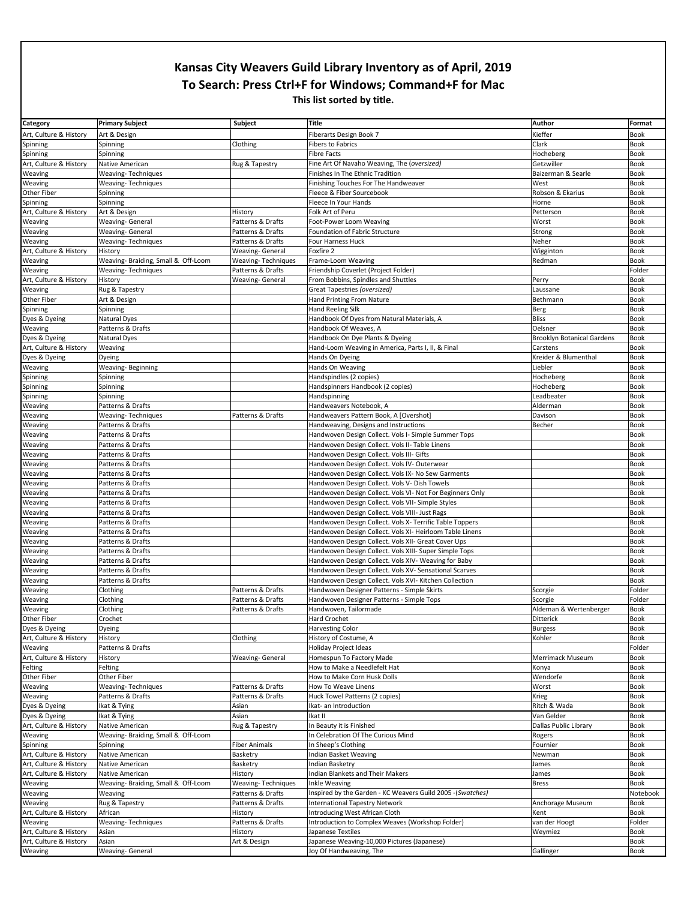# Kansas City Weavers Guild Library Inventory as of April, 2019

## To Search: Press Ctrl+F for Windows; Command+F for Mac

### This list sorted by title.

| Category | Primary Subject | Subject | Title | Author | Format |
|---|---|---|---|---|---|
| Art, Culture & History | Art & Design | | Fiberarts Design Book 7 | Kieffer | Book |
| Spinning | Spinning | Clothing | Fibers to Fabrics | Clark | Book |
| Spinning | Spinning | | Fibre Facts | Hocheberg | Book |
| Art, Culture & History | Native American | Rug & Tapestry | Fine Art Of Navaho Weaving, The *(oversized)* | Getzwiller | Book |
| Weaving | Weaving- Techniques | | Finishes In The Ethnic Tradition | Baizerman & Searle | Book |
| Weaving | Weaving- Techniques | | Finishing Touches For The Handweaver | West | Book |
| Other Fiber | Spinning | | Fleece & Fiber Sourcebook | Robson & Ekarius | Book |
| Spinning | Spinning | | Fleece In Your Hands | Horne | Book |
| Art, Culture & History | Art & Design | History | Folk Art of Peru | Petterson | Book |
| Weaving | Weaving- General | Patterns & Drafts | Foot-Power Loom Weaving | Worst | Book |
| Weaving | Weaving- General | Patterns & Drafts | Foundation of Fabric Structure | Strong | Book |
| Weaving | Weaving- Techniques | Patterns & Drafts | Four Harness Huck | Neher | Book |
| Art, Culture & History | History | Weaving- General | Foxfire 2 | Wigginton | Book |
| Weaving | Weaving- Braiding, Small & Off-Loom | Weaving- Techniques | Frame-Loom Weaving | Redman | Book |
| Weaving | Weaving- Techniques | Patterns & Drafts | Friendship Coverlet (Project Folder) | | Folder |
| Art, Culture & History | History | Weaving- General | From Bobbins, Spindles and Shuttles | Perry | Book |
| Weaving | Rug & Tapestry | | Great Tapestries *(oversized)* | Laussane | Book |
| Other Fiber | Art & Design | | Hand Printing From Nature | Bethmann | Book |
| Spinning | Spinning | | Hand Reeling Silk | Berg | Book |
| Dyes & Dyeing | Natural Dyes | | Handbook Of Dyes from Natural Materials, A | Bliss | Book |
| Weaving | Patterns & Drafts | | Handbook Of Weaves, A | Oelsner | Book |
| Dyes & Dyeing | Natural Dyes | | Handbook On Dye Plants & Dyeing | Brooklyn Botanical Gardens | Book |
| Art, Culture & History | Weaving | | Hand-Loom Weaving in America, Parts I, II, & Final | Carstens | Book |
| Dyes & Dyeing | Dyeing | | Hands On Dyeing | Kreider & Blumenthal | Book |
| Weaving | Weaving- Beginning | | Hands On Weaving | Liebler | Book |
| Spinning | Spinning | | Handspindles (2 copies) | Hocheberg | Book |
| Spinning | Spinning | | Handspinners Handbook (2 copies) | Hocheberg | Book |
| Spinning | Spinning | | Handspinning | Leadbeater | Book |
| Weaving | Patterns & Drafts | | Handweavers Notebook, A | Alderman | Book |
| Weaving | Weaving- Techniques | Patterns & Drafts | Handweavers Pattern Book, A [Overshot] | Davison | Book |
| Weaving | Patterns & Drafts | | Handweaving, Designs and Instructions | Becher | Book |
| Weaving | Patterns & Drafts | | Handwoven Design Collect. Vols I- Simple Summer Tops | | Book |
| Weaving | Patterns & Drafts | | Handwoven Design Collect. Vols II- Table Linens | | Book |
| Weaving | Patterns & Drafts | | Handwoven Design Collect. Vols III- Gifts | | Book |
| Weaving | Patterns & Drafts | | Handwoven Design Collect. Vols IV- Outerwear | | Book |
| Weaving | Patterns & Drafts | | Handwoven Design Collect. Vols IX- No Sew Garments | | Book |
| Weaving | Patterns & Drafts | | Handwoven Design Collect. Vols V- Dish Towels | | Book |
| Weaving | Patterns & Drafts | | Handwoven Design Collect. Vols VI- Not For Beginners Only | | Book |
| Weaving | Patterns & Drafts | | Handwoven Design Collect. Vols VII- Simple Styles | | Book |
| Weaving | Patterns & Drafts | | Handwoven Design Collect. Vols VIII- Just Rags | | Book |
| Weaving | Patterns & Drafts | | Handwoven Design Collect. Vols X- Terrific Table Toppers | | Book |
| Weaving | Patterns & Drafts | | Handwoven Design Collect. Vols XI- Heirloom Table Linens | | Book |
| Weaving | Patterns & Drafts | | Handwoven Design Collect. Vols XII- Great Cover Ups | | Book |
| Weaving | Patterns & Drafts | | Handwoven Design Collect. Vols XIII- Super Simple Tops | | Book |
| Weaving | Patterns & Drafts | | Handwoven Design Collect. Vols XIV- Weaving for Baby | | Book |
| Weaving | Patterns & Drafts | | Handwoven Design Collect. Vols XV- Sensational Scarves | | Book |
| Weaving | Patterns & Drafts | | Handwoven Design Collect. Vols XVI- Kitchen Collection | | Book |
| Weaving | Clothing | Patterns & Drafts | Handwoven Designer Patterns - Simple Skirts | Scorgie | Folder |
| Weaving | Clothing | Patterns & Drafts | Handwoven Designer Patterns - Simple Tops | Scorgie | Folder |
| Weaving | Clothing | Patterns & Drafts | Handwoven, Tailormade | Aldeman & Wertenberger | Book |
| Other Fiber | Crochet | | Hard Crochet | Ditterick | Book |
| Dyes & Dyeing | Dyeing | | Harvesting Color | Burgess | Book |
| Art, Culture & History | History | Clothing | History of Costume, A | Kohler | Book |
| Weaving | Patterns & Drafts | | Holiday Project Ideas | | Folder |
| Art, Culture & History | History | Weaving- General | Homespun To Factory Made | Merrimack Museum | Book |
| Felting | Felting | | How to Make a Needlefelt Hat | Konya | Book |
| Other Fiber | Other Fiber | | How to Make Corn Husk Dolls | Wendorfe | Book |
| Weaving | Weaving- Techniques | Patterns & Drafts | How To Weave Linens | Worst | Book |
| Weaving | Patterns & Drafts | Patterns & Drafts | Huck Towel Patterns (2 copies) | Krieg | Book |
| Dyes & Dyeing | Ikat & Tying | Asian | Ikat- an Introduction | Ritch & Wada | Book |
| Dyes & Dyeing | Ikat & Tying | Asian | Ikat II | Van Gelder | Book |
| Art, Culture & History | Native American | Rug & Tapestry | In Beauty it is Finished | Dallas Public Library | Book |
| Weaving | Weaving- Braiding, Small & Off-Loom | | In Celebration Of The Curious Mind | Rogers | Book |
| Spinning | Spinning | Fiber Animals | In Sheep's Clothing | Fournier | Book |
| Art, Culture & History | Native American | Basketry | Indian Basket Weaving | Newman | Book |
| Art, Culture & History | Native American | Basketry | Indian Basketry | James | Book |
| Art, Culture & History | Native American | History | Indian Blankets and Their Makers | James | Book |
| Weaving | Weaving- Braiding, Small & Off-Loom | Weaving- Techniques | Inkle Weaving | Bress | Book |
| Weaving | Weaving | Patterns & Drafts | Inspired by the Garden - KC Weavers Guild 2005 -*(Swatches)* | | Notebook |
| Weaving | Rug & Tapestry | Patterns & Drafts | International Tapestry Network | Anchorage Museum | Book |
| Art, Culture & History | African | History | Introducing West African Cloth | Kent | Book |
| Weaving | Weaving- Techniques | Patterns & Drafts | Introduction to Complex Weaves (Workshop Folder) | van der Hoogt | Folder |
| Art, Culture & History | Asian | History | Japanese Textiles | Weymiez | Book |
| Art, Culture & History | Asian | Art & Design | Japanese Weaving-10,000 Pictures (Japanese) | | Book |
| Weaving | Weaving- General | | Joy Of Handweaving, The | Gallinger | Book |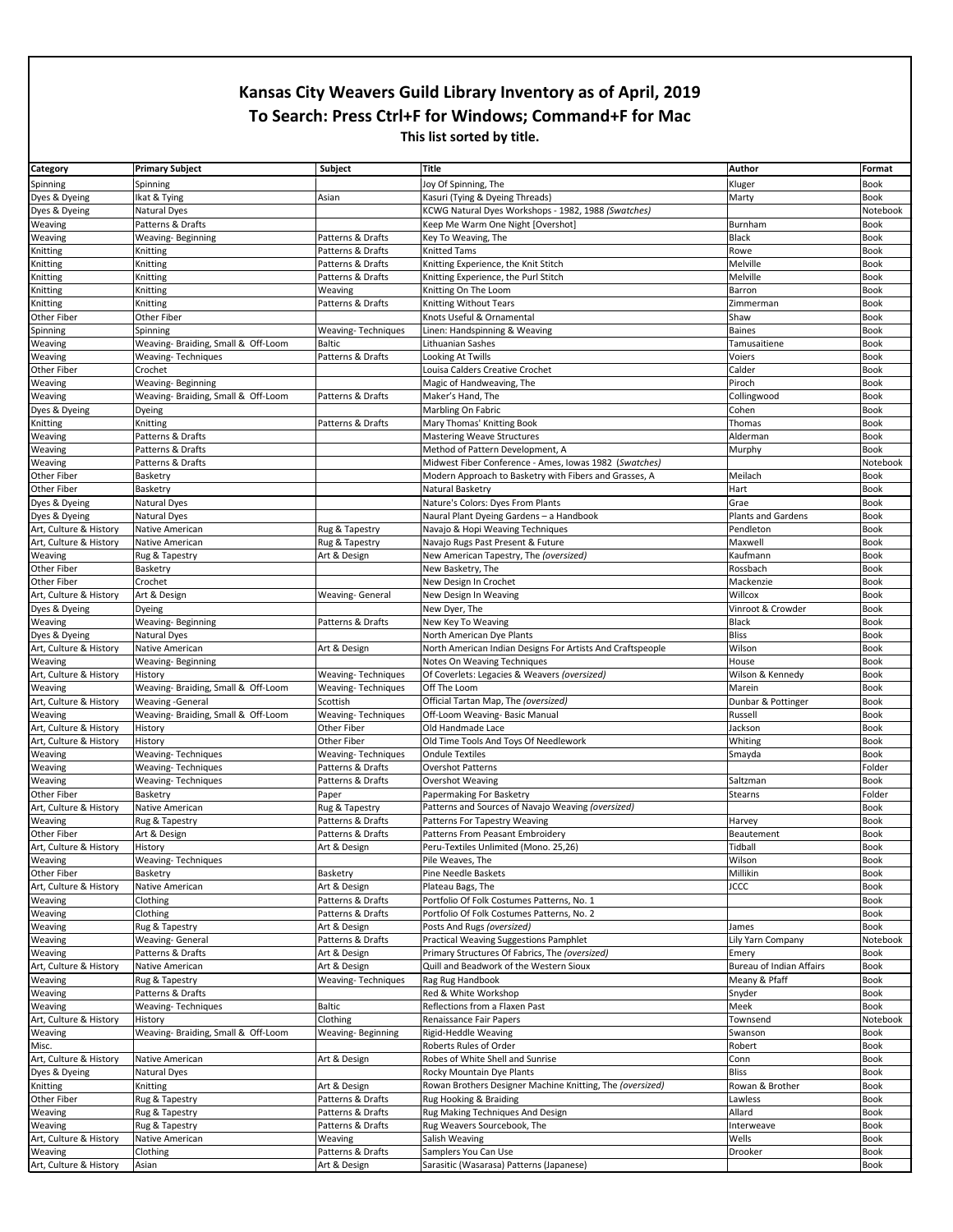# Kansas City Weavers Guild Library Inventory as of April, 2019

## To Search: Press Ctrl+F for Windows; Command+F for Mac

**This list sorted by title.**

| Category | Primary Subject | Subject | Title | Author | Format |
|---|---|---|---|---|---|
| Spinning | Spinning | | Joy Of Spinning, The | Kluger | Book |
| Dyes & Dyeing | Ikat & Tying | Asian | Kasuri (Tying & Dyeing Threads) | Marty | Book |
| Dyes & Dyeing | Natural Dyes | | KCWG Natural Dyes Workshops - 1982, 1988 *(Swatches)* | | Notebook |
| Weaving | Patterns & Drafts | | Keep Me Warm One Night [Overshot] | Burnham | Book |
| Weaving | Weaving- Beginning | Patterns & Drafts | Key To Weaving, The | Black | Book |
| Knitting | Knitting | Patterns & Drafts | Knitted Tams | Rowe | Book |
| Knitting | Knitting | Patterns & Drafts | Knitting Experience, the Knit Stitch | Melville | Book |
| Knitting | Knitting | Patterns & Drafts | Knitting Experience, the Purl Stitch | Melville | Book |
| Knitting | Knitting | Weaving | Knitting On The Loom | Barron | Book |
| Knitting | Knitting | Patterns & Drafts | Knitting Without Tears | Zimmerman | Book |
| Other Fiber | Other Fiber | | Knots Useful & Ornamental | Shaw | Book |
| Spinning | Spinning | Weaving- Techniques | Linen: Handspinning & Weaving | Baines | Book |
| Weaving | Weaving- Braiding, Small & Off-Loom | Baltic | Lithuanian Sashes | Tamusaitiene | Book |
| Weaving | Weaving- Techniques | Patterns & Drafts | Looking At Twills | Voiers | Book |
| Other Fiber | Crochet | | Louisa Calders Creative Crochet | Calder | Book |
| Weaving | Weaving- Beginning | | Magic of Handweaving, The | Piroch | Book |
| Weaving | Weaving- Braiding, Small & Off-Loom | Patterns & Drafts | Maker's Hand, The | Collingwood | Book |
| Dyes & Dyeing | Dyeing | | Marbling On Fabric | Cohen | Book |
| Knitting | Knitting | Patterns & Drafts | Mary Thomas' Knitting Book | Thomas | Book |
| Weaving | Patterns & Drafts | | Mastering Weave Structures | Alderman | Book |
| Weaving | Patterns & Drafts | | Method of Pattern Development, A | Murphy | Book |
| Weaving | Patterns & Drafts | | Midwest Fiber Conference - Ames, Iowas 1982 (*Swatches*) | | Notebook |
| Other Fiber | Basketry | | Modern Approach to Basketry with Fibers and Grasses, A | Meilach | Book |
| Other Fiber | Basketry | | Natural Basketry | Hart | Book |
| Dyes & Dyeing | Natural Dyes | | Nature's Colors: Dyes From Plants | Grae | Book |
| Dyes & Dyeing | Natural Dyes | | Naural Plant Dyeing Gardens – a Handbook | Plants and Gardens | Book |
| Art, Culture & History | Native American | Rug & Tapestry | Navajo & Hopi Weaving Techniques | Pendleton | Book |
| Art, Culture & History | Native American | Rug & Tapestry | Navajo Rugs Past Present & Future | Maxwell | Book |
| Weaving | Rug & Tapestry | Art & Design | New American Tapestry, The *(oversized)* | Kaufmann | Book |
| Other Fiber | Basketry | | New Basketry, The | Rossbach | Book |
| Other Fiber | Crochet | | New Design In Crochet | Mackenzie | Book |
| Art, Culture & History | Art & Design | Weaving- General | New Design In Weaving | Willcox | Book |
| Dyes & Dyeing | Dyeing | | New Dyer, The | Vinroot & Crowder | Book |
| Weaving | Weaving- Beginning | Patterns & Drafts | New Key To Weaving | Black | Book |
| Dyes & Dyeing | Natural Dyes | | North American Dye Plants | Bliss | Book |
| Art, Culture & History | Native American | Art & Design | North American Indian Designs For Artists And Craftspeople | Wilson | Book |
| Weaving | Weaving- Beginning | | Notes On Weaving Techniques | House | Book |
| Art, Culture & History | History | Weaving- Techniques | Of Coverlets: Legacies & Weavers *(oversized)* | Wilson & Kennedy | Book |
| Weaving | Weaving- Braiding, Small & Off-Loom | Weaving- Techniques | Off The Loom | Marein | Book |
| Art, Culture & History | Weaving -General | Scottish | Official Tartan Map, The *(oversized)* | Dunbar & Pottinger | Book |
| Weaving | Weaving- Braiding, Small & Off-Loom | Weaving- Techniques | Off-Loom Weaving- Basic Manual | Russell | Book |
| Art, Culture & History | History | Other Fiber | Old Handmade Lace | Jackson | Book |
| Art, Culture & History | History | Other Fiber | Old Time Tools And Toys Of Needlework | Whiting | Book |
| Weaving | Weaving- Techniques | Weaving- Techniques | Ondule Textiles | Smayda | Book |
| Weaving | Weaving- Techniques | Patterns & Drafts | Overshot Patterns | | Folder |
| Weaving | Weaving- Techniques | Patterns & Drafts | Overshot Weaving | Saltzman | Book |
| Other Fiber | Basketry | Paper | Papermaking For Basketry | Stearns | Folder |
| Art, Culture & History | Native American | Rug & Tapestry | Patterns and Sources of Navajo Weaving *(oversized)* | | Book |
| Weaving | Rug & Tapestry | Patterns & Drafts | Patterns For Tapestry Weaving | Harvey | Book |
| Other Fiber | Art & Design | Patterns & Drafts | Patterns From Peasant Embroidery | Beautement | Book |
| Art, Culture & History | History | Art & Design | Peru-Textiles Unlimited (Mono. 25,26) | Tidball | Book |
| Weaving | Weaving- Techniques | | Pile Weaves, The | Wilson | Book |
| Other Fiber | Basketry | Basketry | Pine Needle Baskets | Millikin | Book |
| Art, Culture & History | Native American | Art & Design | Plateau Bags, The | JCCC | Book |
| Weaving | Clothing | Patterns & Drafts | Portfolio Of Folk Costumes Patterns, No. 1 | | Book |
| Weaving | Clothing | Patterns & Drafts | Portfolio Of Folk Costumes Patterns, No. 2 | | Book |
| Weaving | Rug & Tapestry | Art & Design | Posts And Rugs *(oversized)* | James | Book |
| Weaving | Weaving- General | Patterns & Drafts | Practical Weaving Suggestions Pamphlet | Lily Yarn Company | Notebook |
| Weaving | Patterns & Drafts | Art & Design | Primary Structures Of Fabrics, The *(oversized)* | Emery | Book |
| Art, Culture & History | Native American | Art & Design | Quill and Beadwork of the Western Sioux | Bureau of Indian Affairs | Book |
| Weaving | Rug & Tapestry | Weaving- Techniques | Rag Rug Handbook | Meany & Pfaff | Book |
| Weaving | Patterns & Drafts | | Red & White Workshop | Snyder | Book |
| Weaving | Weaving- Techniques | Baltic | Reflections from a Flaxen Past | Meek | Book |
| Art, Culture & History | History | Clothing | Renaissance Fair Papers | Townsend | Notebook |
| Weaving | Weaving- Braiding, Small & Off-Loom | Weaving- Beginning | Rigid-Heddle Weaving | Swanson | Book |
| Misc. | | | Roberts Rules of Order | Robert | Book |
| Art, Culture & History | Native American | Art & Design | Robes of White Shell and Sunrise | Conn | Book |
| Dyes & Dyeing | Natural Dyes | | Rocky Mountain Dye Plants | Bliss | Book |
| Knitting | Knitting | Art & Design | Rowan Brothers Designer Machine Knitting, The *(oversized)* | Rowan & Brother | Book |
| Other Fiber | Rug & Tapestry | Patterns & Drafts | Rug Hooking & Braiding | Lawless | Book |
| Weaving | Rug & Tapestry | Patterns & Drafts | Rug Making Techniques And Design | Allard | Book |
| Weaving | Rug & Tapestry | Patterns & Drafts | Rug Weavers Sourcebook, The | Interweave | Book |
| Art, Culture & History | Native American | Weaving | Salish Weaving | Wells | Book |
| Weaving | Clothing | Patterns & Drafts | Samplers You Can Use | Drooker | Book |
| Art, Culture & History | Asian | Art & Design | Sarasitic (Wasarasa) Patterns (Japanese) | | Book |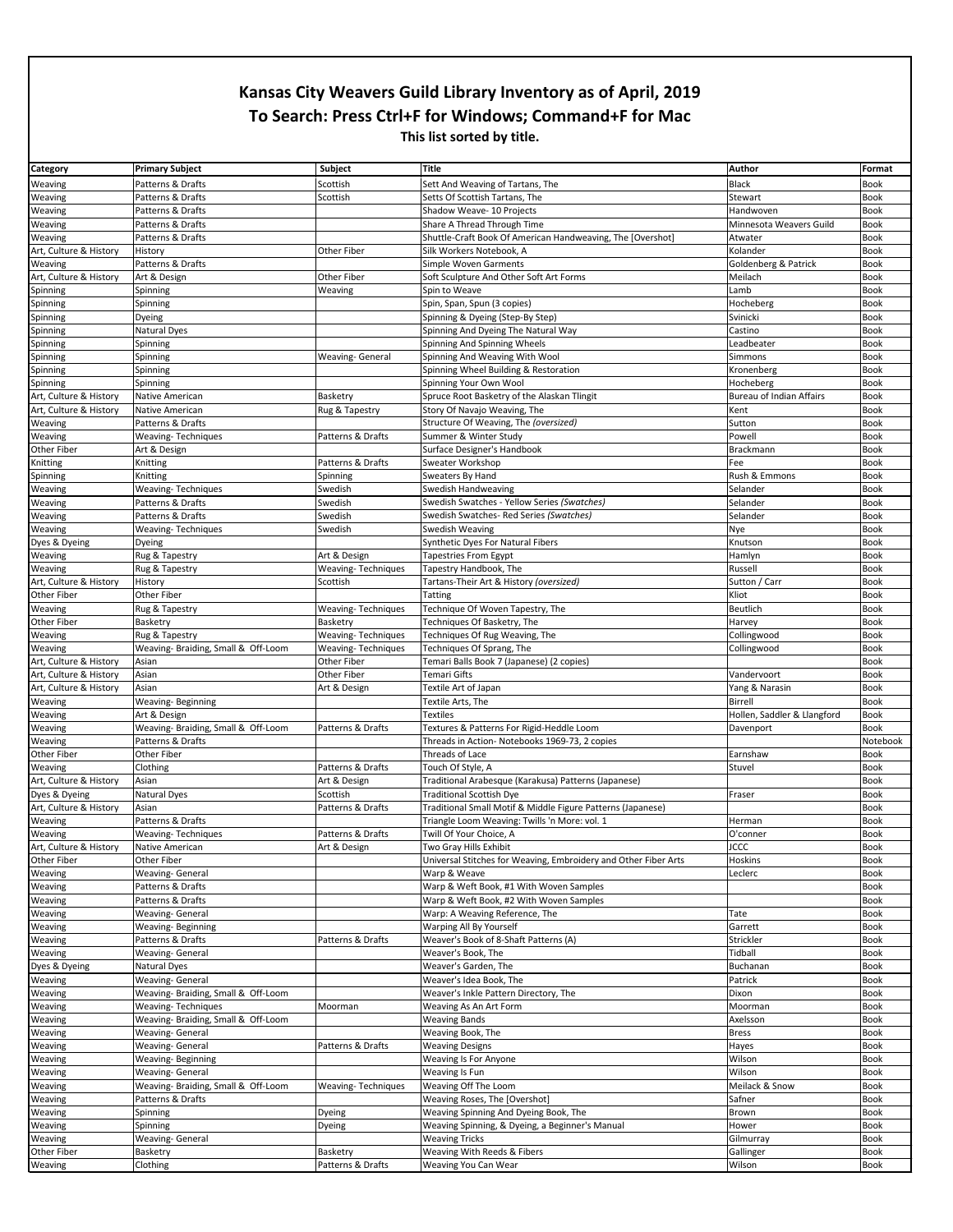## Kansas City Weavers Guild Library Inventory as of April, 2019

## To Search: Press Ctrl+F for Windows; Command+F for Mac

**This list sorted by title.**

| Category | Primary Subject | Subject | Title | Author | Format |
|---|---|---|---|---|---|
| Weaving | Patterns & Drafts | Scottish | Sett And Weaving of Tartans, The | Black | Book |
| Weaving | Patterns & Drafts | Scottish | Setts Of Scottish Tartans, The | Stewart | Book |
| Weaving | Patterns & Drafts | | Shadow Weave- 10 Projects | Handwoven | Book |
| Weaving | Patterns & Drafts | | Share A Thread Through Time | Minnesota Weavers Guild | Book |
| Weaving | Patterns & Drafts | | Shuttle-Craft Book Of American Handweaving, The [Overshot] | Atwater | Book |
| Art, Culture & History | History | Other Fiber | Silk Workers Notebook, A | Kolander | Book |
| Weaving | Patterns & Drafts | | Simple Woven Garments | Goldenberg & Patrick | Book |
| Art, Culture & History | Art & Design | Other Fiber | Soft Sculpture And Other Soft Art Forms | Meilach | Book |
| Spinning | Spinning | Weaving | Spin to Weave | Lamb | Book |
| Spinning | Spinning | | Spin, Span, Spun (3 copies) | Hocheberg | Book |
| Spinning | Dyeing | | Spinning & Dyeing (Step-By Step) | Svinicki | Book |
| Spinning | Natural Dyes | | Spinning And Dyeing The Natural Way | Castino | Book |
| Spinning | Spinning | | Spinning And Spinning Wheels | Leadbeater | Book |
| Spinning | Spinning | Weaving- General | Spinning And Weaving With Wool | Simmons | Book |
| Spinning | Spinning | | Spinning Wheel Building & Restoration | Kronenberg | Book |
| Spinning | Spinning | | Spinning Your Own Wool | Hocheberg | Book |
| Art, Culture & History | Native American | Basketry | Spruce Root Basketry of the Alaskan Tlingit | Bureau of Indian Affairs | Book |
| Art, Culture & History | Native American | Rug & Tapestry | Story Of Navajo Weaving, The | Kent | Book |
| Weaving | Patterns & Drafts | | Structure Of Weaving, The *(oversized)* | Sutton | Book |
| Weaving | Weaving- Techniques | Patterns & Drafts | Summer & Winter Study | Powell | Book |
| Other Fiber | Art & Design | | Surface Designer's Handbook | Brackmann | Book |
| Knitting | Knitting | Patterns & Drafts | Sweater Workshop | Fee | Book |
| Spinning | Knitting | Spinning | Sweaters By Hand | Rush & Emmons | Book |
| Weaving | Weaving- Techniques | Swedish | Swedish Handweaving | Selander | Book |
| Weaving | Patterns & Drafts | Swedish | Swedish Swatches - Yellow Series *(Swatches)* | Selander | Book |
| Weaving | Patterns & Drafts | Swedish | Swedish Swatches- Red Series *(Swatches)* | Selander | Book |
| Weaving | Weaving- Techniques | Swedish | Swedish Weaving | Nye | Book |
| Dyes & Dyeing | Dyeing | | Synthetic Dyes For Natural Fibers | Knutson | Book |
| Weaving | Rug & Tapestry | Art & Design | Tapestries From Egypt | Hamlyn | Book |
| Weaving | Rug & Tapestry | Weaving- Techniques | Tapestry Handbook, The | Russell | Book |
| Art, Culture & History | History | Scottish | Tartans-Their Art & History *(oversized)* | Sutton / Carr | Book |
| Other Fiber | Other Fiber | | Tatting | Kliot | Book |
| Weaving | Rug & Tapestry | Weaving- Techniques | Technique Of Woven Tapestry, The | Beutlich | Book |
| Other Fiber | Basketry | Basketry | Techniques Of Basketry, The | Harvey | Book |
| Weaving | Rug & Tapestry | Weaving- Techniques | Techniques Of Rug Weaving, The | Collingwood | Book |
| Weaving | Weaving- Braiding, Small & Off-Loom | Weaving- Techniques | Techniques Of Sprang, The | Collingwood | Book |
| Art, Culture & History | Asian | Other Fiber | Temari Balls Book 7 (Japanese) (2 copies) | | Book |
| Art, Culture & History | Asian | Other Fiber | Temari Gifts | Vandervoort | Book |
| Art, Culture & History | Asian | Art & Design | Textile Art of Japan | Yang & Narasin | Book |
| Weaving | Weaving- Beginning | | Textile Arts, The | Birrell | Book |
| Weaving | Art & Design | | Textiles | Hollen, Saddler & Llangford | Book |
| Weaving | Weaving- Braiding, Small & Off-Loom | Patterns & Drafts | Textures & Patterns For Rigid-Heddle Loom | Davenport | Book |
| Weaving | Patterns & Drafts | | Threads in Action- Notebooks 1969-73, 2 copies | | Notebook |
| Other Fiber | Other Fiber | | Threads of Lace | Earnshaw | Book |
| Weaving | Clothing | Patterns & Drafts | Touch Of Style, A | Stuvel | Book |
| Art, Culture & History | Asian | Art & Design | Traditional Arabesque (Karakusa) Patterns (Japanese) | | Book |
| Dyes & Dyeing | Natural Dyes | Scottish | Traditional Scottish Dye | Fraser | Book |
| Art, Culture & History | Asian | Patterns & Drafts | Traditional Small Motif & Middle Figure Patterns (Japanese) | | Book |
| Weaving | Patterns & Drafts | | Triangle Loom Weaving: Twills 'n More: vol. 1 | Herman | Book |
| Weaving | Weaving- Techniques | Patterns & Drafts | Twill Of Your Choice, A | O'conner | Book |
| Art, Culture & History | Native American | Art & Design | Two Gray Hills Exhibit | JCCC | Book |
| Other Fiber | Other Fiber | | Universal Stitches for Weaving, Embroidery and Other Fiber Arts | Hoskins | Book |
| Weaving | Weaving- General | | Warp & Weave | Leclerc | Book |
| Weaving | Patterns & Drafts | | Warp & Weft Book, #1 With Woven Samples | | Book |
| Weaving | Patterns & Drafts | | Warp & Weft Book, #2 With Woven Samples | | Book |
| Weaving | Weaving- General | | Warp: A Weaving Reference, The | Tate | Book |
| Weaving | Weaving- Beginning | | Warping All By Yourself | Garrett | Book |
| Weaving | Patterns & Drafts | Patterns & Drafts | Weaver's Book of 8-Shaft Patterns (A) | Strickler | Book |
| Weaving | Weaving- General | | Weaver's Book, The | Tidball | Book |
| Dyes & Dyeing | Natural Dyes | | Weaver's Garden, The | Buchanan | Book |
| Weaving | Weaving- General | | Weaver's Idea Book, The | Patrick | Book |
| Weaving | Weaving- Braiding, Small & Off-Loom | | Weaver's Inkle Pattern Directory, The | Dixon | Book |
| Weaving | Weaving- Techniques | Moorman | Weaving As An Art Form | Moorman | Book |
| Weaving | Weaving- Braiding, Small & Off-Loom | | Weaving Bands | Axelsson | Book |
| Weaving | Weaving- General | | Weaving Book, The | Bress | Book |
| Weaving | Weaving- General | Patterns & Drafts | Weaving Designs | Hayes | Book |
| Weaving | Weaving- Beginning | | Weaving Is For Anyone | Wilson | Book |
| Weaving | Weaving- General | | Weaving Is Fun | Wilson | Book |
| Weaving | Weaving- Braiding, Small & Off-Loom | Weaving- Techniques | Weaving Off The Loom | Meilack & Snow | Book |
| Weaving | Patterns & Drafts | | Weaving Roses, The [Overshot] | Safner | Book |
| Weaving | Spinning | Dyeing | Weaving Spinning And Dyeing Book, The | Brown | Book |
| Weaving | Spinning | Dyeing | Weaving Spinning, & Dyeing, a Beginner's Manual | Hower | Book |
| Weaving | Weaving- General | | Weaving Tricks | Gilmurray | Book |
| Other Fiber | Basketry | Basketry | Weaving With Reeds & Fibers | Gallinger | Book |
| Weaving | Clothing | Patterns & Drafts | Weaving You Can Wear | Wilson | Book |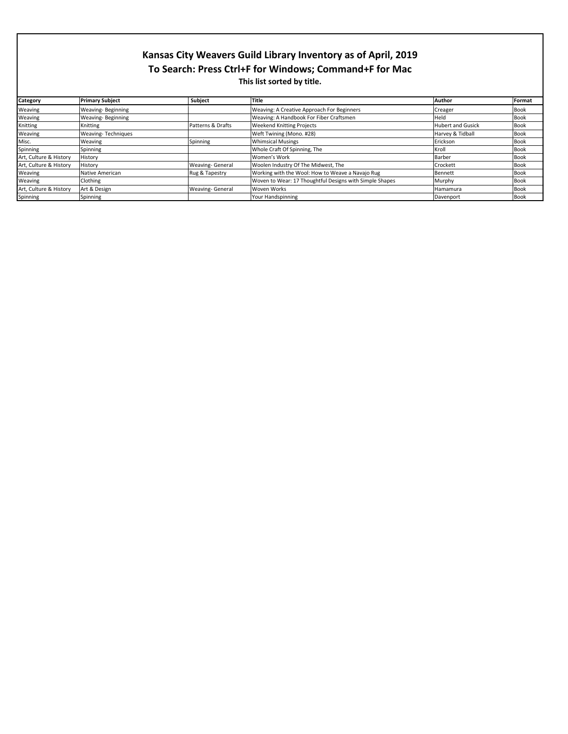# Kansas City Weavers Guild Library Inventory as of April, 2019

## To Search: Press Ctrl+F for Windows; Command+F for Mac

**This list sorted by title.**

| Category | Primary Subject | Subject | Title | Author | Format |
|---|---|---|---|---|---|
| Weaving | Weaving- Beginning | | Weaving: A Creative Approach For Beginners | Creager | Book |
| Weaving | Weaving- Beginning | | Weaving: A Handbook For Fiber Craftsmen | Held | Book |
| Knitting | Knitting | Patterns & Drafts | Weekend Knitting Projects | Hubert and Gusick | Book |
| Weaving | Weaving- Techniques | | Weft Twining (Mono. #28) | Harvey & Tidball | Book |
| Misc. | Weaving | Spinning | Whimsical Musings | Erickson | Book |
| Spinning | Spinning | | Whole Craft Of Spinning, The | Kroll | Book |
| Art, Culture & History | History | | Women's Work | Barber | Book |
| Art, Culture & History | History | Weaving- General | Woolen Industry Of The Midwest, The | Crockett | Book |
| Weaving | Native American | Rug & Tapestry | Working with the Wool: How to Weave a Navajo Rug | Bennett | Book |
| Weaving | Clothing | | Woven to Wear: 17 Thoughtful Designs with Simple Shapes | Murphy | Book |
| Art, Culture & History | Art & Design | Weaving- General | Woven Works | Hamamura | Book |
| Spinning | Spinning | | Your Handspinning | Davenport | Book |